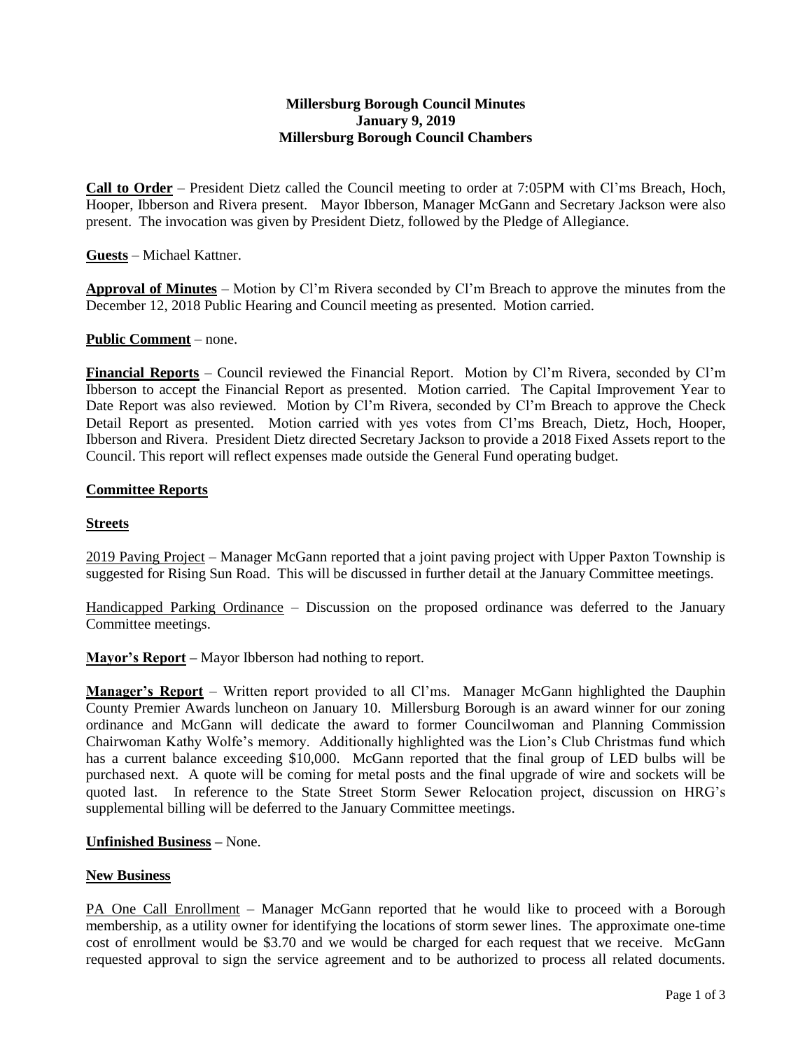**Millersburg Borough Council Minutes**
**January 9, 2019**
**Millersburg Borough Council Chambers**

**Call to Order** – President Dietz called the Council meeting to order at 7:05PM with Cl'ms Breach, Hoch, Hooper, Ibberson and Rivera present. Mayor Ibberson, Manager McGann and Secretary Jackson were also present. The invocation was given by President Dietz, followed by the Pledge of Allegiance.

**Guests** – Michael Kattner.

**Approval of Minutes** – Motion by Cl'm Rivera seconded by Cl'm Breach to approve the minutes from the December 12, 2018 Public Hearing and Council meeting as presented. Motion carried.

**Public Comment** – none.

**Financial Reports** – Council reviewed the Financial Report. Motion by Cl'm Rivera, seconded by Cl'm Ibberson to accept the Financial Report as presented. Motion carried. The Capital Improvement Year to Date Report was also reviewed. Motion by Cl'm Rivera, seconded by Cl'm Breach to approve the Check Detail Report as presented. Motion carried with yes votes from Cl'ms Breach, Dietz, Hoch, Hooper, Ibberson and Rivera. President Dietz directed Secretary Jackson to provide a 2018 Fixed Assets report to the Council. This report will reflect expenses made outside the General Fund operating budget.

**Committee Reports**

**Streets**

2019 Paving Project – Manager McGann reported that a joint paving project with Upper Paxton Township is suggested for Rising Sun Road. This will be discussed in further detail at the January Committee meetings.

Handicapped Parking Ordinance – Discussion on the proposed ordinance was deferred to the January Committee meetings.

**Mayor's Report –** Mayor Ibberson had nothing to report.

**Manager's Report** – Written report provided to all Cl'ms. Manager McGann highlighted the Dauphin County Premier Awards luncheon on January 10. Millersburg Borough is an award winner for our zoning ordinance and McGann will dedicate the award to former Councilwoman and Planning Commission Chairwoman Kathy Wolfe's memory. Additionally highlighted was the Lion's Club Christmas fund which has a current balance exceeding $10,000. McGann reported that the final group of LED bulbs will be purchased next. A quote will be coming for metal posts and the final upgrade of wire and sockets will be quoted last. In reference to the State Street Storm Sewer Relocation project, discussion on HRG's supplemental billing will be deferred to the January Committee meetings.

**Unfinished Business –** None.

**New Business**

PA One Call Enrollment – Manager McGann reported that he would like to proceed with a Borough membership, as a utility owner for identifying the locations of storm sewer lines. The approximate one-time cost of enrollment would be $3.70 and we would be charged for each request that we receive. McGann requested approval to sign the service agreement and to be authorized to process all related documents.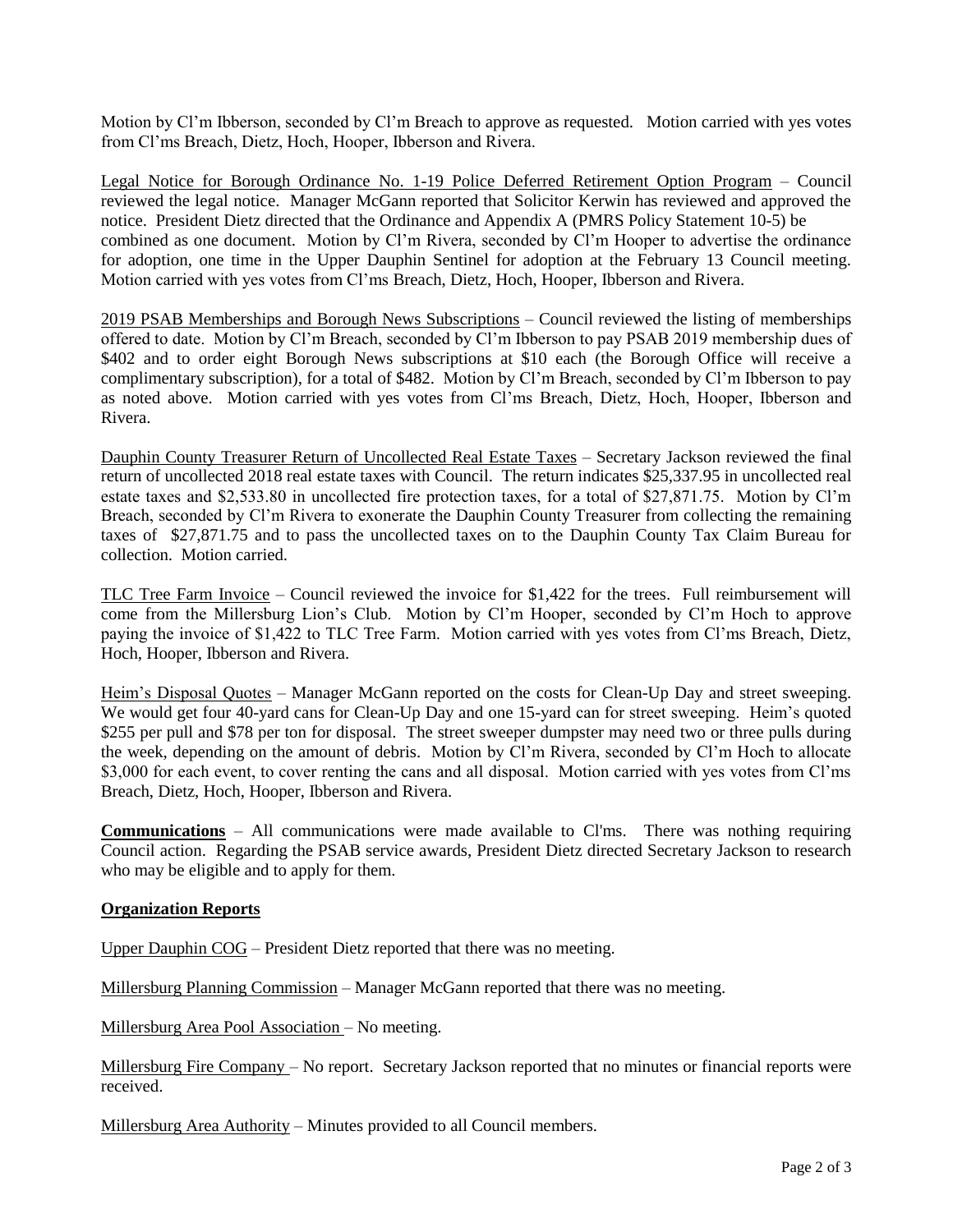Motion by Cl'm Ibberson, seconded by Cl'm Breach to approve as requested. Motion carried with yes votes from Cl'ms Breach, Dietz, Hoch, Hooper, Ibberson and Rivera.

Legal Notice for Borough Ordinance No. 1-19 Police Deferred Retirement Option Program – Council reviewed the legal notice. Manager McGann reported that Solicitor Kerwin has reviewed and approved the notice. President Dietz directed that the Ordinance and Appendix A (PMRS Policy Statement 10-5) be combined as one document. Motion by Cl'm Rivera, seconded by Cl'm Hooper to advertise the ordinance for adoption, one time in the Upper Dauphin Sentinel for adoption at the February 13 Council meeting. Motion carried with yes votes from Cl'ms Breach, Dietz, Hoch, Hooper, Ibberson and Rivera.

2019 PSAB Memberships and Borough News Subscriptions – Council reviewed the listing of memberships offered to date. Motion by Cl'm Breach, seconded by Cl'm Ibberson to pay PSAB 2019 membership dues of $402 and to order eight Borough News subscriptions at $10 each (the Borough Office will receive a complimentary subscription), for a total of $482. Motion by Cl'm Breach, seconded by Cl'm Ibberson to pay as noted above. Motion carried with yes votes from Cl'ms Breach, Dietz, Hoch, Hooper, Ibberson and Rivera.

Dauphin County Treasurer Return of Uncollected Real Estate Taxes – Secretary Jackson reviewed the final return of uncollected 2018 real estate taxes with Council. The return indicates $25,337.95 in uncollected real estate taxes and $2,533.80 in uncollected fire protection taxes, for a total of $27,871.75. Motion by Cl'm Breach, seconded by Cl'm Rivera to exonerate the Dauphin County Treasurer from collecting the remaining taxes of $27,871.75 and to pass the uncollected taxes on to the Dauphin County Tax Claim Bureau for collection. Motion carried.

TLC Tree Farm Invoice – Council reviewed the invoice for $1,422 for the trees. Full reimbursement will come from the Millersburg Lion's Club. Motion by Cl'm Hooper, seconded by Cl'm Hoch to approve paying the invoice of $1,422 to TLC Tree Farm. Motion carried with yes votes from Cl'ms Breach, Dietz, Hoch, Hooper, Ibberson and Rivera.

Heim's Disposal Quotes – Manager McGann reported on the costs for Clean-Up Day and street sweeping. We would get four 40-yard cans for Clean-Up Day and one 15-yard can for street sweeping. Heim's quoted $255 per pull and $78 per ton for disposal. The street sweeper dumpster may need two or three pulls during the week, depending on the amount of debris. Motion by Cl'm Rivera, seconded by Cl'm Hoch to allocate $3,000 for each event, to cover renting the cans and all disposal. Motion carried with yes votes from Cl'ms Breach, Dietz, Hoch, Hooper, Ibberson and Rivera.

**Communications** – All communications were made available to Cl'ms. There was nothing requiring Council action. Regarding the PSAB service awards, President Dietz directed Secretary Jackson to research who may be eligible and to apply for them.

**Organization Reports**

Upper Dauphin COG – President Dietz reported that there was no meeting.

Millersburg Planning Commission – Manager McGann reported that there was no meeting.

Millersburg Area Pool Association – No meeting.

Millersburg Fire Company – No report. Secretary Jackson reported that no minutes or financial reports were received.

Millersburg Area Authority – Minutes provided to all Council members.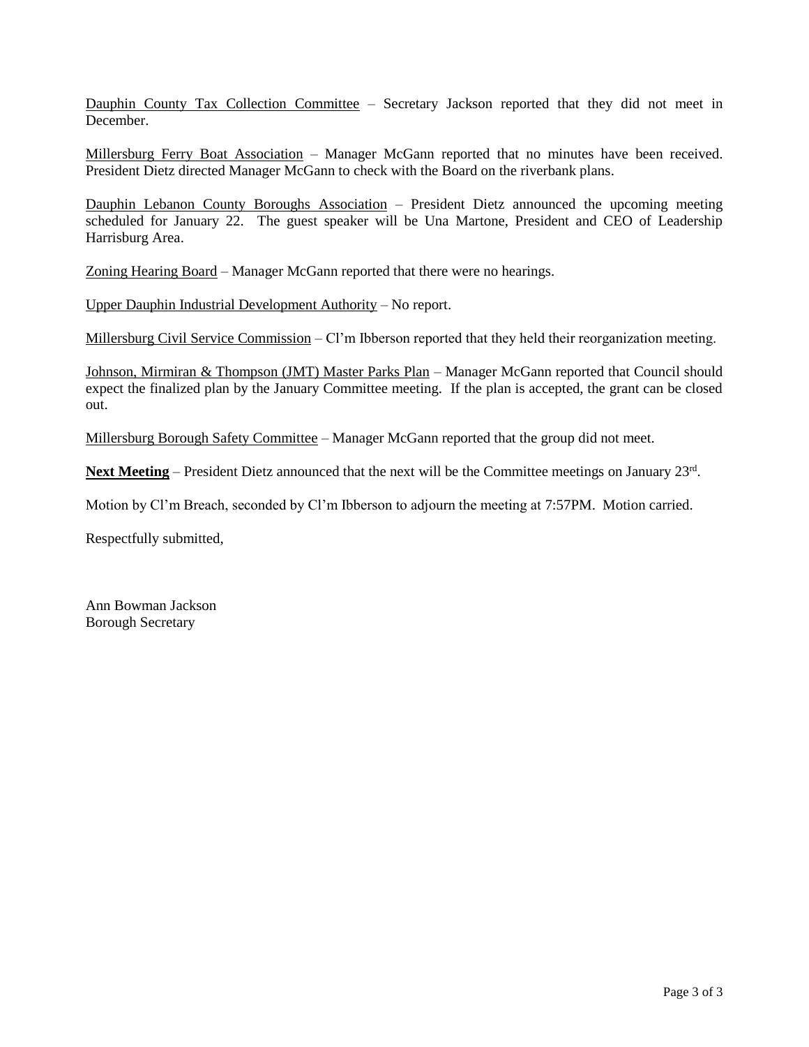Dauphin County Tax Collection Committee – Secretary Jackson reported that they did not meet in December.

Millersburg Ferry Boat Association – Manager McGann reported that no minutes have been received. President Dietz directed Manager McGann to check with the Board on the riverbank plans.

Dauphin Lebanon County Boroughs Association – President Dietz announced the upcoming meeting scheduled for January 22. The guest speaker will be Una Martone, President and CEO of Leadership Harrisburg Area.

Zoning Hearing Board – Manager McGann reported that there were no hearings.

Upper Dauphin Industrial Development Authority – No report.

Millersburg Civil Service Commission – Cl'm Ibberson reported that they held their reorganization meeting.

Johnson, Mirmiran & Thompson (JMT) Master Parks Plan – Manager McGann reported that Council should expect the finalized plan by the January Committee meeting. If the plan is accepted, the grant can be closed out.

Millersburg Borough Safety Committee – Manager McGann reported that the group did not meet.

**Next Meeting** – President Dietz announced that the next will be the Committee meetings on January 23rd.

Motion by Cl'm Breach, seconded by Cl'm Ibberson to adjourn the meeting at 7:57PM. Motion carried.

Respectfully submitted,

Ann Bowman Jackson
Borough Secretary